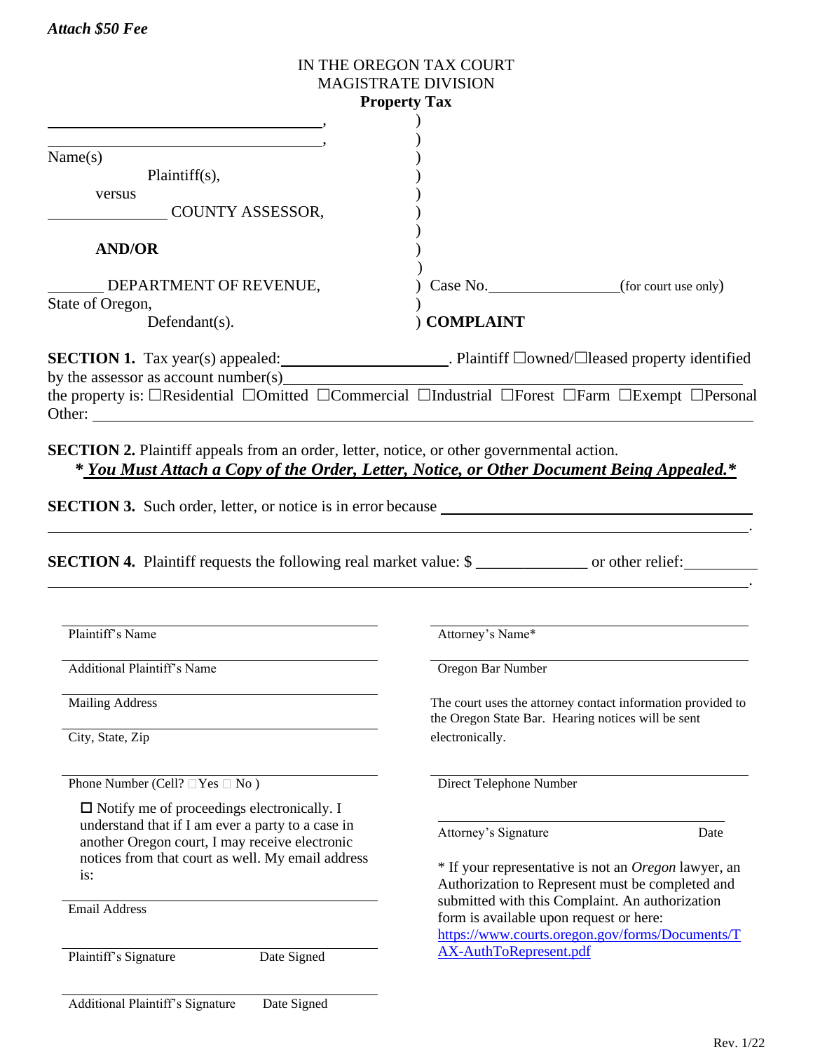***Attach $50 Fee***

IN THE OREGON TAX COURT
MAGISTRATE DIVISION
**Property Tax**

| | |
|---|---|
| ______________________________, | ) |
| ______________________________, | ) |
| Name(s) | ) |
| Plaintiff(s), | ) |
| versus | ) |
| ____________ COUNTY ASSESSOR, | ) |
| | ) |
| **AND/OR** | ) |
| | ) |
| _______ DEPARTMENT OF REVENUE, | ) Case No.______________(for court use only) |
| State of Oregon, | ) |
| Defendant(s). | ) **COMPLAINT** |

**SECTION 1.** Tax year(s) appealed:____________________. Plaintiff ☐owned/☐leased property identified by the assessor as account number(s)________________________________________________ the property is: ☐Residential ☐Omitted ☐Commercial ☐Industrial ☐Forest ☐Farm ☐Exempt ☐Personal Other: ______________________________________________________________________

**SECTION 2.** Plaintiff appeals from an order, letter, notice, or other governmental action.
***\* You Must Attach a Copy of the Order, Letter, Notice, or Other Document Being Appealed.\****

**SECTION 3.** Such order, letter, or notice is in error because ________________________________
______________________________________________________________________________.

**SECTION 4.** Plaintiff requests the following real market value: $ ______________ or other relief:_________
______________________________________________________________________________.

______________________________
Plaintiff's Name

______________________________
Additional Plaintiff's Name

______________________________
Mailing Address

______________________________
City, State, Zip

______________________________
Phone Number (Cell? ☐Yes ☐ No )

☐ Notify me of proceedings electronically. I understand that if I am ever a party to a case in another Oregon court, I may receive electronic notices from that court as well. My email address is:

______________________________
Email Address

______________________________
Plaintiff's Signature Date Signed

______________________________
Additional Plaintiff's Signature Date Signed

______________________________
Attorney's Name*

______________________________
Oregon Bar Number

The court uses the attorney contact information provided to the Oregon State Bar. Hearing notices will be sent electronically.

______________________________
Direct Telephone Number

______________________________
Attorney's Signature Date

\* If your representative is not an *Oregon* lawyer, an Authorization to Represent must be completed and submitted with this Complaint. An authorization form is available upon request or here: https://www.courts.oregon.gov/forms/Documents/TAX-AuthToRepresent.pdf

Rev. 1/22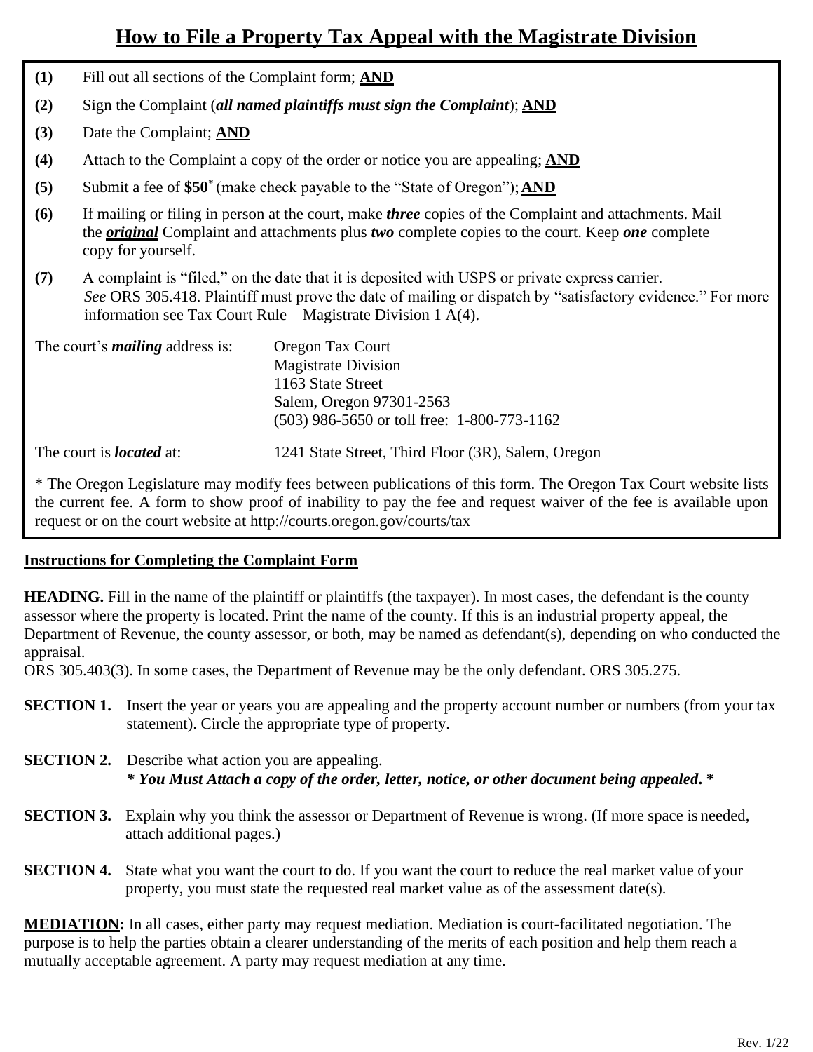# How to File a Property Tax Appeal with the Magistrate Division

**(1)** Fill out all sections of the Complaint form; **AND**

**(2)** Sign the Complaint (***all named plaintiffs must sign the Complaint***); **AND**

**(3)** Date the Complaint; **AND**

**(4)** Attach to the Complaint a copy of the order or notice you are appealing; **AND**

**(5)** Submit a fee of **$50*** (make check payable to the "State of Oregon"); **AND**

**(6)** If mailing or filing in person at the court, make ***three*** copies of the Complaint and attachments. Mail the ***original*** Complaint and attachments plus ***two*** complete copies to the court. Keep ***one*** complete copy for yourself.

**(7)** A complaint is "filed," on the date that it is deposited with USPS or private express carrier. *See* ORS 305.418. Plaintiff must prove the date of mailing or dispatch by "satisfactory evidence." For more information see Tax Court Rule – Magistrate Division 1 A(4).

The court's ***mailing*** address is:

Oregon Tax Court
Magistrate Division
1163 State Street
Salem, Oregon 97301-2563
(503) 986-5650 or toll free: 1-800-773-1162

The court is ***located*** at: 1241 State Street, Third Floor (3R), Salem, Oregon

* The Oregon Legislature may modify fees between publications of this form. The Oregon Tax Court website lists the current fee. A form to show proof of inability to pay the fee and request waiver of the fee is available upon request or on the court website at http://courts.oregon.gov/courts/tax

## Instructions for Completing the Complaint Form

**HEADING.** Fill in the name of the plaintiff or plaintiffs (the taxpayer). In most cases, the defendant is the county assessor where the property is located. Print the name of the county. If this is an industrial property appeal, the Department of Revenue, the county assessor, or both, may be named as defendant(s), depending on who conducted the appraisal.
ORS 305.403(3). In some cases, the Department of Revenue may be the only defendant. ORS 305.275.

**SECTION 1.** Insert the year or years you are appealing and the property account number or numbers (from your tax statement). Circle the appropriate type of property.

**SECTION 2.** Describe what action you are appealing.
***\* You Must Attach a copy of the order, letter, notice, or other document being appealed. \****

**SECTION 3.** Explain why you think the assessor or Department of Revenue is wrong. (If more space is needed, attach additional pages.)

**SECTION 4.** State what you want the court to do. If you want the court to reduce the real market value of your property, you must state the requested real market value as of the assessment date(s).

**MEDIATION:** In all cases, either party may request mediation. Mediation is court-facilitated negotiation. The purpose is to help the parties obtain a clearer understanding of the merits of each position and help them reach a mutually acceptable agreement. A party may request mediation at any time.

Rev. 1/22